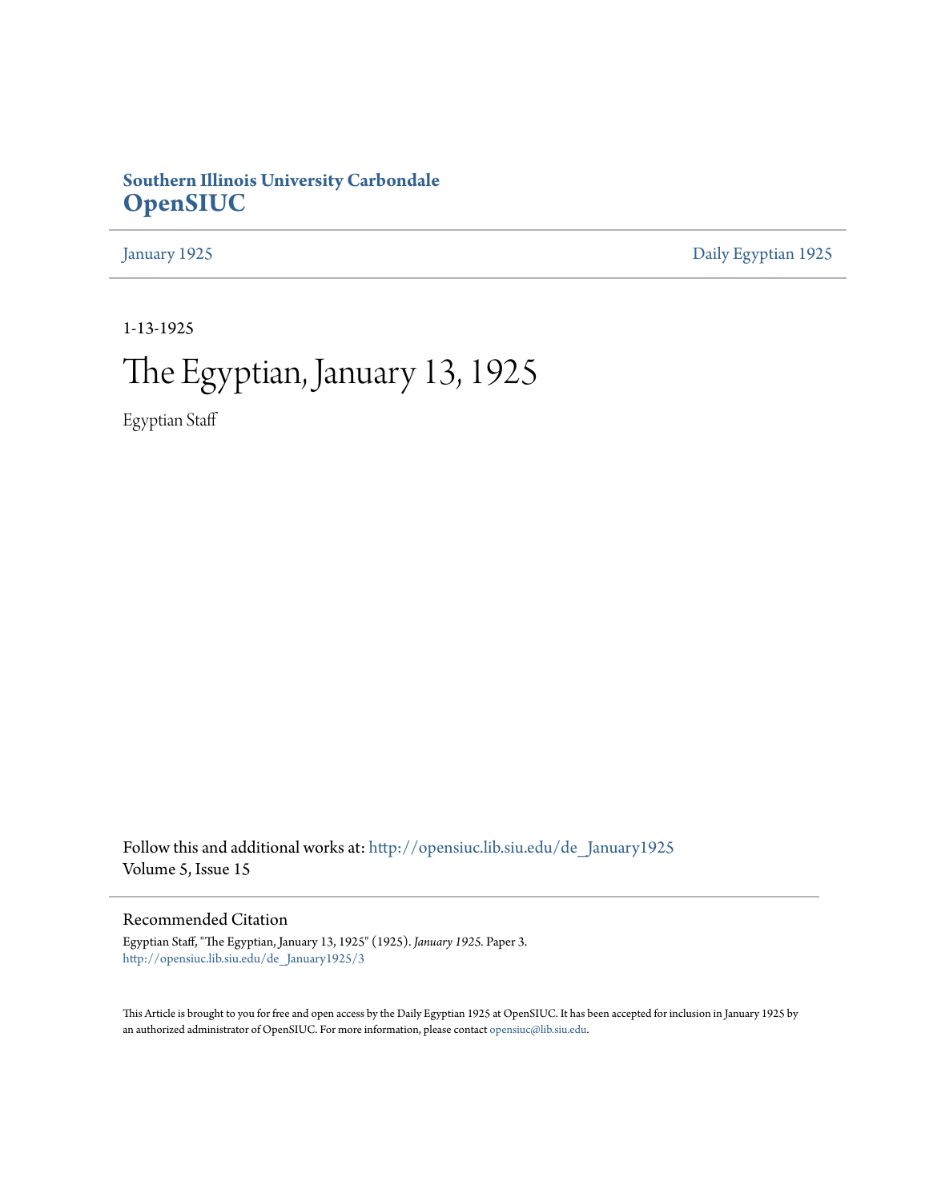**Southern Illinois University Carbondale**
**OpenSIUC**

January 1925 | Daily Egyptian 1925

1-13-1925

# The Egyptian, January 13, 1925

Egyptian Staff

Follow this and additional works at: http://opensiuc.lib.siu.edu/de_January1925
Volume 5, Issue 15

## Recommended Citation

Egyptian Staff, "The Egyptian, January 13, 1925" (1925). *January 1925.* Paper 3.
http://opensiuc.lib.siu.edu/de_January1925/3

This Article is brought to you for free and open access by the Daily Egyptian 1925 at OpenSIUC. It has been accepted for inclusion in January 1925 by an authorized administrator of OpenSIUC. For more information, please contact opensiuc@lib.siu.edu.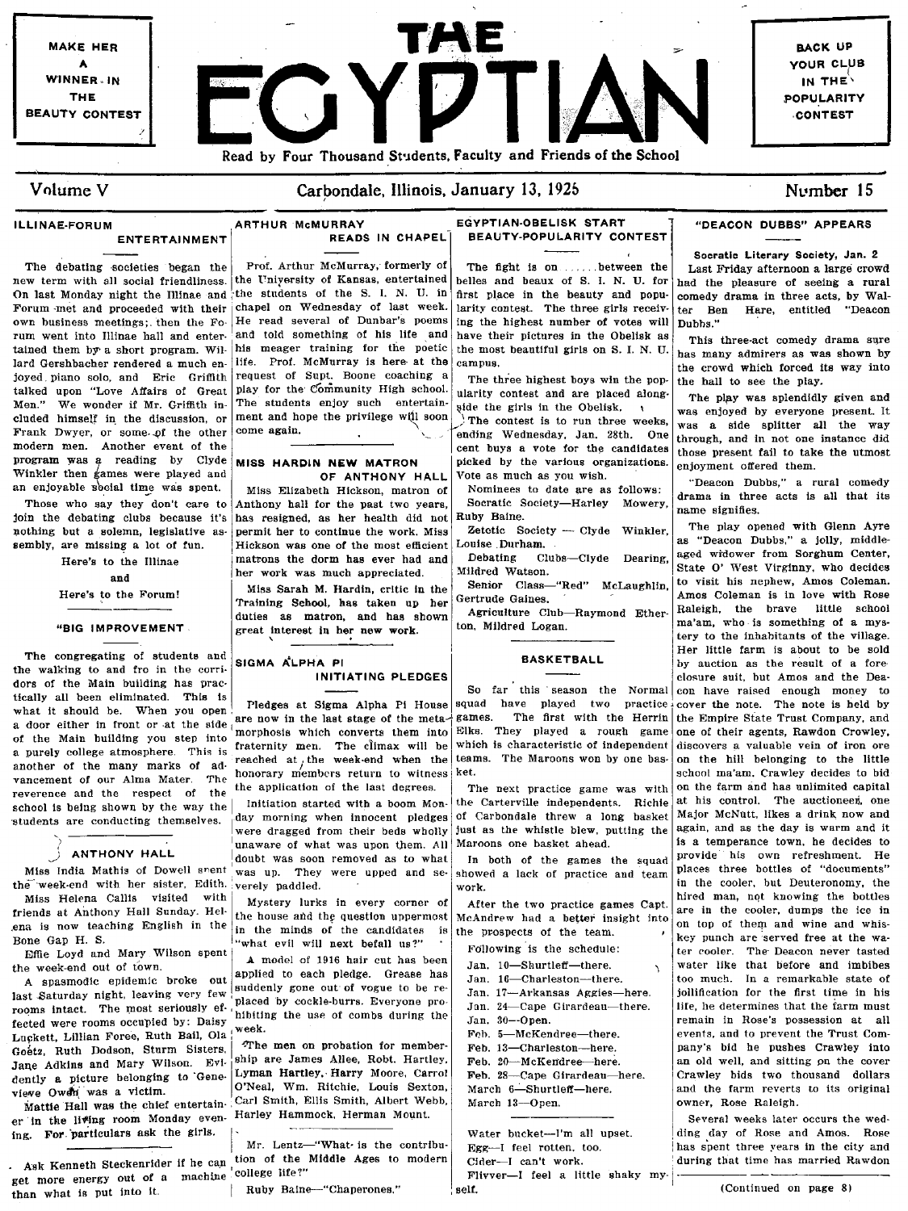MAKE HER A WINNER IN THE BEAUTY CONTEST

# THE EGYPTIAN

BACK UP YOUR CLUB IN THE POPULARITY CONTEST

Read by Four Thousand Students, Faculty and Friends of the School

Volume V — Carbondale, Illinois, January 13, 1925 — Number 15

## ILLINAE-FORUM ENTERTAINMENT

The debating societies began the new term with all social friendliness. On last Monday night the Illinae and Forum met and proceeded with their own business meetings; then the Forum went into Illinae hall and entertained them by a short program. Willard Gershbacher rendered a much enjoyed piano solo, and Eric Griffith talked upon "Love Affairs of Great Men." We wonder if Mr. Griffith included himself in the discussion, or Frank Dwyer, or some of the other modern men. Another event of the program was a reading by Clyde Winkler then games were played and an enjoyable social time was spent.

Those who say they don't care to join the debating clubs because it's nothing but a solemn, legislative assembly, are missing a lot of fun.

Here's to the Illinae

and

Here's to the Forum!

## "BIG IMPROVEMENT"

The congregating of students and the walking to and fro in the corridors of the Main building has practically all been eliminated. This is what it should be. When you open a door either in front or at the side of the Main building you step into a purely college atmosphere. This is another of the many marks of advancement of our Alma Mater. The reverence and the respect of the school is being shown by the way the students are conducting themselves.

## ANTHONY HALL

Miss India Mathis of Dowell spent the week-end with her sister, Edith.

Miss Helena Callis visited with friends at Anthony Hall Sunday. Helena is now teaching English in the Bone Gap H. S.

Effie Loyd and Mary Wilson spent the week-end out of town.

A spasmodic epidemic broke out last Saturday night, leaving very few rooms intact. The most seriously effected were rooms occupied by: Daisy Luckett, Lillian Foree, Ruth Bail, Ola Goetz, Ruth Dodson, Sturm Sisters, Jane Adkins and Mary Wilson. Evidently a picture belonging to Genevieve Owen was a victim.

Mattie Hall was the chief entertainer in the living room Monday evening. For particulars ask the girls.

Ask Kenneth Steckenrider if he can get more energy out of a machine than what is put into it.

## ARTHUR McMURRAY READS IN CHAPEL

Prof. Arthur McMurray, formerly of the University of Kansas, entertained the students of the S. I. N. U. in chapel on Wednesday of last week. He read several of Dunbar's poems and told something of his life and his meager training for the poetic life. Prof. McMurray is here at the request of Supt. Boone coaching a play for the Community High school. The students enjoy such entertainment and hope the privilege will soon come again.

## MISS HARDIN NEW MATRON OF ANTHONY HALL

Miss Elizabeth Hickson, matron of Anthony hall for the past two years, has resigned, as her health did not permit her to continue the work. Miss Hickson was one of the most efficient matrons the dorm has ever had and her work was much appreciated.

Miss Sarah M. Hardin, critic in the Training School, has taken up her duties as matron, and has shown great interest in her new work.

## SIGMA ALPHA PI INITIATING PLEDGES

Pledges at Sigma Alpha Pi House are now in the last stage of the metamorphosis which converts them into fraternity men. The climax will be reached at the week-end when the honorary members return to witness the application of the last degrees.

Initiation started with a boom Monday morning when innocent pledges were dragged from their beds wholly unaware of what was upon them. All doubt was soon removed as to what was up. They were upped and severely paddled.

Mystery lurks in every corner of the house and the question uppermost in the minds of the candidates is "what evil will next befall us?"

A model of 1916 hair cut has been applied to each pledge. Grease has suddenly gone out of vogue to be replaced by cockle-burrs. Everyone prohibiting the use of combs during the week.

The men on probation for membership are James Allee, Robt. Hartley, Lyman Hartley, Harry Moore, Carrol O'Neal, Wm. Ritchie, Louis Sexton, Carl Smith, Ellis Smith, Albert Webb, Harley Hammock, Herman Mount.

Mr. Lentz—"What is the contribution of the Middle Ages to modern college life?"

Ruby Baine—"Chaperones."

## EGYPTIAN-OBELISK START BEAUTY-POPULARITY CONTEST

The fight is on ...... between the belles and beaux of S. I. N. U. for first place in the beauty and popularity contest. The three girls receiving the highest number of votes will have their pictures in the Obelisk as the most beautiful girls on S. I. N. U. campus.

The three highest boys win the popularity contest and are placed alongside the girls in the Obelisk.

The contest is to run three weeks, ending Wednesday, Jan. 28th. One cent buys a vote for the candidates picked by the various organizations. Vote as much as you wish.

Nominees to date are as follows:

Socratic Society—Harley Mowery, Ruby Baine.

Zetetic Society — Clyde Winkler, Louise Durham.

Debating Clubs—Clyde Dearing, Mildred Watson.

Senior Class—"Red" McLaughlin, Gertrude Gaines.

Agriculture Club—Raymond Etherton, Mildred Logan.

## BASKETBALL

So far this season the Normal squad have played two practice games. The first with the Herrin Elks. They played a rough game which is characteristic of independent teams. The Maroons won by one basket.

The next practice game was with the Carterville independents. Richie of Carbondale threw a long basket just as the whistle blew, putting the Maroons one basket ahead.

In both of the games the squad showed a lack of practice and team work.

After the two practice games Capt. McAndrew had a better insight into the prospects of the team.

Following is the schedule:

Jan. 10—Shurtleff—there.
Jan. 16—Charleston—there.
Jan. 17—Arkansas Aggies—here.
Jan. 24—Cape Girardeau—there.
Jan. 30—Open.
Feb. 5—McKendree—there.
Feb. 13—Charleston—here.
Feb. 20—McKendree—here.
Feb. 28—Cape Girardeau—here.
March 6—Shurtleff—here.
March 13—Open.

Water bucket—I'm all upset.
Egg—I feel rotten, too.
Cider—I can't work.
Flivver—I feel a little shaky myself.

## "DEACON DUBBS" APPEARS

### Socratic Literary Society, Jan. 2

Last Friday afternoon a large crowd had the pleasure of seeing a rural comedy drama in three acts, by Walter Ben Hare, entitled "Deacon Dubbs."

This three-act comedy drama sure has many admirers as was shown by the crowd which forced its way into the hall to see the play.

The play was splendidly given and was enjoyed by everyone present. It was a side splitter all the way through, and in not one instance did those present fail to take the utmost enjoyment offered them.

"Deacon Dubbs," a rural comedy drama in three acts is all that its name signifies.

The play opened with Glenn Ayre as "Deacon Dubbs," a jolly, middle-aged widower from Sorghum Center, State O' West Virginny, who decides to visit his nephew, Amos Coleman. Amos Coleman is in love with Rose Raleigh, the brave little school ma'am, who is something of a mystery to the inhabitants of the village. Her little farm is about to be sold by auction as the result of a foreclosure suit, but Amos and the Deacon have raised enough money to cover the note. The note is held by the Empire State Trust Company, and one of their agents, Rawdon Crowley, discovers a valuable vein of iron ore on the hill belonging to the little school ma'am. Crawley decides to bid on the farm and has unlimited capital at his control. The auctioneer, one Major McNutt, likes a drink now and again, and as the day is warm and it is a temperance town, he decides to provide his own refreshment. He places three bottles of "documents" in the cooler, but Deuteronomy, the hired man, not knowing the bottles are in the cooler, dumps the ice in on top of them and wine and whiskey punch are served free at the water cooler. The Deacon never tasted water like that before and imbibes too much. In a remarkable state of jollification for the first time in his life, he determines that the farm must remain in Rose's possession at all events, and to prevent the Trust Company's bid he pushes Crawley into an old well, and sitting on the cover Crawley bids two thousand dollars and the farm reverts to its original owner, Rose Raleigh.

Several weeks later occurs the wedding day of Rose and Amos. Rose has spent three years in the city and during that time has married Rawdon

(Continued on page 8)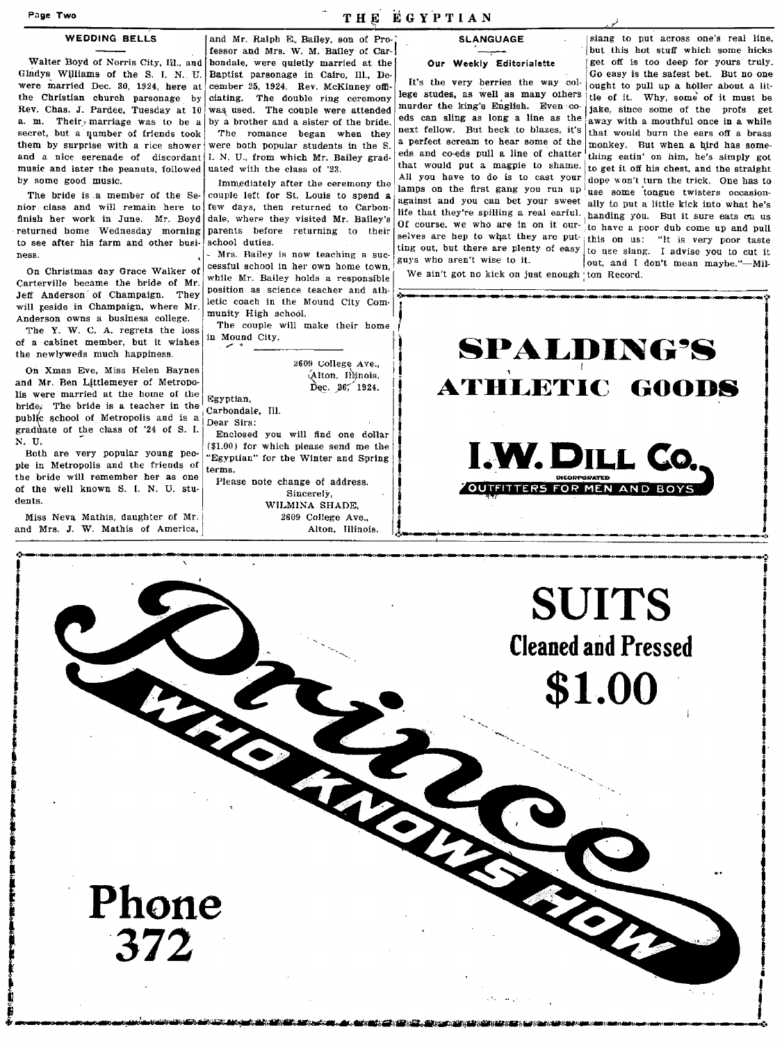## WEDDING BELLS

Walter Boyd of Norris City, Ill., and Gladys Williams of the S. I. N. U. were married Dec. 30, 1924, here at the Christian church parsonage by Rev. Chas. J. Pardee, Tuesday at 10 a. m. Their marriage was to be a secret, but a number of friends took them by surprise with a rice shower and a nice serenade of discordant music and later the peanuts, followed by some good music.

The bride is a member of the Senior class and will remain here to finish her work in June. Mr. Boyd returned home Wednesday morning to see after his farm and other business.

On Christmas day Grace Walker of Carterville became the bride of Mr. Jeff Anderson of Champaign. They will reside in Champaign, where Mr. Anderson owns a business college.

The Y. W. C. A. regrets the loss of a cabinet member, but it wishes the newlyweds much happiness.

On Xmas Eve, Miss Helen Baynes and Mr. Ben Littlemeyer of Metropolis were married at the home of the bride. The bride is a teacher in the public school of Metropolis and is a graduate of the class of '24 of S. I. N. U.

Both are very popular young people in Metropolis and the friends of the bride will remember her as one of the well known S. I. N. U. students.

Miss Neva Mathis, daughter of Mr. and Mrs. J. W. Mathis of America, and Mr. Ralph E. Bailey, son of Professor and Mrs. W. M. Bailey of Carbondale, were quietly married at the Baptist parsonage in Cairo, Ill., December 25, 1924. Rev. McKinney officiating. The double ring ceremony was used. The couple were attended by a brother and a sister of the bride.

The romance began when they were both popular students in the S. I. N. U., from which Mr. Bailey graduated with the class of '23.

Immediately after the ceremony the couple left for St. Louis to spend a few days, then returned to Carbondale, where they visited Mr. Bailey's parents before returning to their school duties.

Mrs. Bailey is now teaching a successful school in her own home town, while Mr. Bailey holds a responsible position as science teacher and athletic coach in the Mound City Community High school.

The couple will make their home in Mound City.

---

2609 College Ave.,
Alton, Illinois.
Dec. 26, 1924.

Egyptian,
Carbondale, Ill.
Dear Sirs:

Enclosed you will find one dollar ($1.00) for which please send me the "Egyptian" for the Winter and Spring terms.

Please note change of address.

Sincerely,
WILMINA SHADE,
2609 College Ave.,
Alton, Illinois.

## SLANGUAGE

### Our Weekly Editorialette

It's the very berries the way college studes, as well as many others murder the king's English. Even co-eds can sling as long a line as the next fellow. But heck to blazes, it's a perfect scream to hear some of the eds and co-eds pull a line of chatter that would put a magpie to shame. All you have to do is to cast your lamps on the first gang you run up against and you can bet your sweet life that they're spilling a real earful. Of course, we who are in on it ourselves are hep to what they are putting out, but there are plenty of easy guys who aren't wise to it.

We ain't got no kick on just enough slang to put across one's real line, but this hot stuff which some hicks get off is too deep for yours truly. Go easy is the safest bet. But no one ought to pull up a holler about a little of it. Why, some of it must be jake, since some of the profs get away with a mouthful once in a while that would burn the ears off a brass monkey. But when a bird has something eatin' on him, he's simply got to get it off his chest, and the straight dope won't turn the trick. One has to use some tongue twisters occasionally to put a little kick into what he's handing you. But it sure eats on us to have a poor dub come up and pull this on us: "It is very poor taste to use slang. I advise you to cut it out, and I don't mean maybe."—Milton Record.

---

**SPALDING'S ATHLETIC GOODS**

**I. W. DILL CO.**
INCORPORATED
OUTFITTERS FOR MEN AND BOYS

---

**Prince WHO KNOWS HOW**

**SUITS Cleaned and Pressed $1.00**

**Phone 372**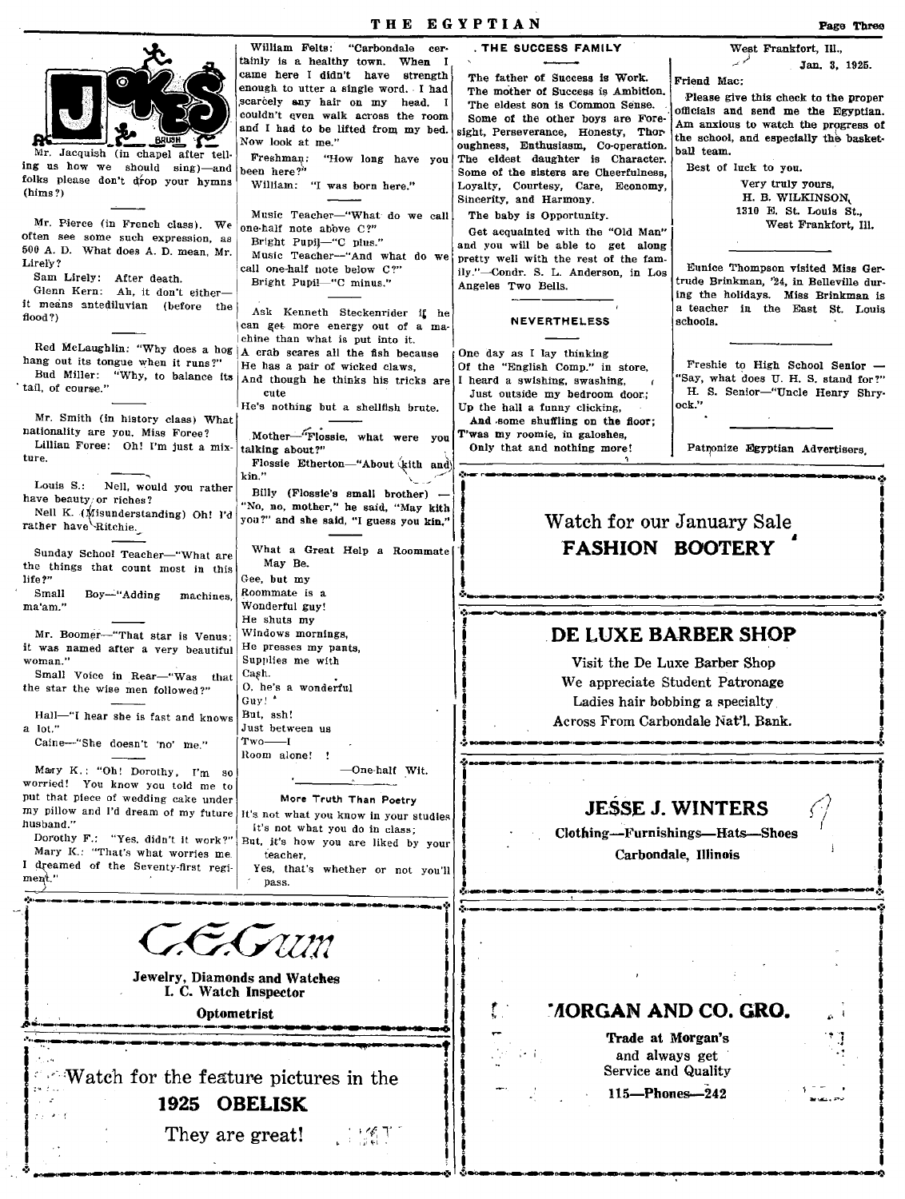## JOKES

Mr. Jacquish (in chapel after telling us how we should sing)—and folks please don't drop your hymns (hims?)

---

Mr. Pierce (in French class). We often see some such expression, as 500 A. D. What does A. D. mean, Mr. Lirely?

Sam Lirely: After death.

Glenn Kern: Ah, it don't either—it means antediluvian (before the flood?)

---

Red McLaughlin: "Why does a hog hang out its tongue when it runs?"

Bud Miller: "Why, to balance its tail, of course."

---

Mr. Smith (in history class) What nationality are you, Miss Foree?

Lillian Foree: Oh! I'm just a mixture.

---

Louis S.: Nell, would you rather have beauty or riches?

Nell K. (Misunderstanding) Oh! I'd rather have Ritchie.

---

Sunday School Teacher—"What are the things that count most in this life?"

Small Boy—"Adding machines, ma'am."

---

Mr. Boomer—"That star is Venus; it was named after a very beautiful woman."

Small Voice in Rear—"Was that the star the wise men followed?"

---

Hall—"I hear she is fast and knows a lot."

Caine—"She doesn't 'no' me."

---

Mary K.: "Oh! Dorothy, I'm so worried! You know you told me to put that piece of wedding cake under my pillow and I'd dream of my future husband."

Dorothy F.: "Yes, didn't it work?"

Mary K.: "That's what worries me. I dreamed of the Seventy-first regiment."

---

William Felts: "Carbondale certainly is a healthy town. When I came here I didn't have strength enough to utter a single word. I had scarcely any hair on my head. I couldn't even walk across the room and I had to be lifted from my bed. Now look at me."

Freshman: "How long have you been here?"

William: "I was born here."

---

Music Teacher—"What do we call one-half note above C?"

Bright Pupil—"C plus."

Music Teacher—"And what do we call one-half note below C?"

Bright Pupil—"C minus."

---

Ask Kenneth Steckenrider if he can get more energy out of a machine than what is put into it.

---

A crab scares all the fish because
He has a pair of wicked claws,
And though he thinks his tricks are
    cute
He's nothing but a shellfish brute.

---

Mother—"Flossie, what were you talking about?"

Flossie Etherton—"About kith and kin."

Billy (Flossie's small brother) — "No, no, mother," he said, "May kith you?" and she said, "I guess you kin."

---

What a Great Help a Roommate May Be.

Gee, but my
Roommate is a
Wonderful guy!
He shuts my
Windows mornings,
He presses my pants,
Supplies me with
Cash.
O, he's a wonderful
Guy!
But, ssh!
Just between us
Two——I
Room alone! !

—One-half Wit.

### More Truth Than Poetry

It's not what you know in your studies
  It's not what you do in class;
But, it's how you are liked by your
  teacher,
Yes, that's whether or not you'll
  pass.

---

### THE SUCCESS FAMILY

The father of Success is Work.
The mother of Success is Ambition.
The eldest son is Common Sense.
Some of the other boys are Foresight, Perseverance, Honesty, Thoroughness, Enthusiasm, Co-operation.
The eldest daughter is Character.
Some of the sisters are Cheerfulness, Loyalty, Courtesy, Care, Economy, Sincerity, and Harmony.
The baby is Opportunity.

Get acquainted with the "Old Man" and you will be able to get along pretty well with the rest of the family."—Condr. S. L. Anderson, in Los Angeles Two Bells.

---

### NEVERTHELESS

One day as I lay thinking
Of the "English Comp." in store,
I heard a swishing, swashing,
  Just outside my bedroom door;
Up the hall a funny clicking,
  And some shuffling on the floor;
T'was my roomie, in galoshes,
  Only that and nothing more!

---

West Frankfort, Ill.,
Jan. 3, 1925.

Friend Mac:

Please give this check to the proper officials and send me the Egyptian. Am anxious to watch the progress of the school, and especially the basketball team.

Best of luck to you.

Very truly yours,
H. B. WILKINSON,
1310 E. St. Louis St.,
West Frankfort, Ill.

---

Eunice Thompson visited Miss Gertrude Brinkman, '24, in Belleville during the holidays. Miss Brinkman is a teacher in the East St. Louis schools.

---

Freshie to High School Senior — "Say, what does U. H. S. stand for?"

H. S. Senior—"Uncle Henry Shryock."

---

Patronize Egyptian Advertisers.

---

Watch for our January Sale
**FASHION BOOTERY**

---

**DE LUXE BARBER SHOP**

Visit the De Luxe Barber Shop
We appreciate Student Patronage
Ladies hair bobbing a specialty
Across From Carbondale Nat'l. Bank.

---

**JESSE J. WINTERS**

Clothing—Furnishings—Hats—Shoes
Carbondale, Illinois

---

*C. E. Gum*

**Jewelry, Diamonds and Watches**
**I. C. Watch Inspector**
**Optometrist**

---

Watch for the feature pictures in the
**1925 OBELISK**
They are great!

---

**MORGAN AND CO. GRO.**

**Trade at Morgan's**
and always get
Service and Quality
115—Phones—242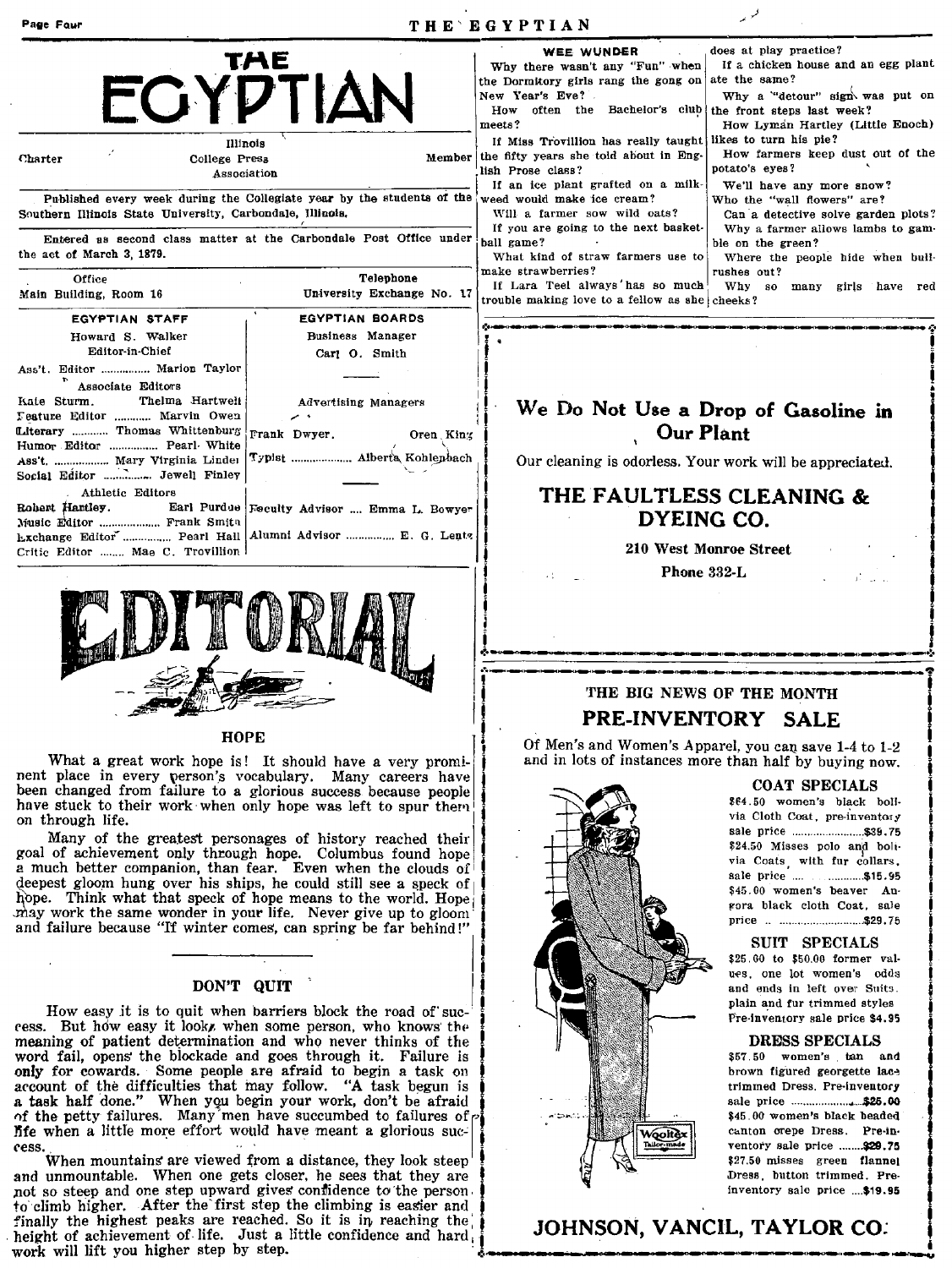# THE EGYPTIAN

| Charter | Illinois College Press Association | Member |
|---|---|---|

Published every week during the Collegiate year by the students of the Southern Illinois State University, Carbondale, Illinois.

Entered as second class matter at the Carbondale Post Office under the act of March 3, 1879.

| Office | Telephone |
|---|---|
| Main Building, Room 16 | University Exchange No. 17 |

| EGYPTIAN STAFF | EGYPTIAN BOARDS |
|---|---|
| Howard S. Walker, Editor-in-Chief | Business Manager: Carl O. Smith |
| Ass't. Editor ............... Marion Taylor | |
| Associate Editors: Kate Sturm, Thelma Hartwell | Advertising Managers |
| Feature Editor ........... Marvin Owen | |
| Literary ........... Thomas Whittenburg | Frank Dwyer, Oren King |
| Humor Editor ............... Pearl White | |
| Ass't. ............... Mary Virginia Lindel | Typist ................... Alberta Kohlenbach |
| Social Editor ............ Jewell Finley | |
| Athletic Editors: Robert Hartley, Earl Purdue | Faculty Advisor .... Emma L. Bowyer |
| Music Editor ................... Frank Smith | |
| Exchange Editor ............... Pearl Hall | Alumni Advisor ............... E. G. Lentz |
| Critic Editor ........ Mae C. Trovillion | |

## EDITORIAL

### HOPE

What a great work hope is! It should have a very prominent place in every person's vocabulary. Many careers have been changed from failure to a glorious success because people have stuck to their work when only hope was left to spur them on through life.

Many of the greatest personages of history reached their goal of achievement only through hope. Columbus found hope a much better companion, than fear. Even when the clouds of deepest gloom hung over his ships, he could still see a speck of hope. Think what that speck of hope means to the world. Hope may work the same wonder in your life. Never give up to gloom and failure because "If winter comes, can spring be far behind!"

### DON'T QUIT

How easy it is to quit when barriers block the road of success. But how easy it looks when some person, who knows the meaning of patient determination and who never thinks of the word fail, opens the blockade and goes through it. Failure is only for cowards. Some people are afraid to begin a task on account of the difficulties that may follow. "A task begun is a task half done." When you begin your work, don't be afraid of the petty failures. Many men have succumbed to failures of life when a little more effort would have meant a glorious success.

When mountains are viewed from a distance, they look steep and unmountable. When one gets closer, he sees that they are not so steep and one step upward gives confidence to the person to climb higher. After the first step the climbing is easier and finally the highest peaks are reached. So it is in reaching the height of achievement of life. Just a little confidence and hard work will lift you higher step by step.

### WEE WUNDER

Why there wasn't any "Fun" when the Dormitory girls rang the gong on New Year's Eve?

How often the Bachelor's club meets?

If Miss Trovillion has really taught the fifty years she told about in English Prose class?

If an ice plant grafted on a milkweed would make ice cream?

Will a farmer sow wild oats?

If you are going to the next basketball game?

What kind of straw farmers use to make strawberries?

If Lara Teel always has so much trouble making love to a fellow as she does at play practice?

If a chicken house and an egg plant ate the same?

Why a "detour" sign was put on the front steps last week?

How Lyman Hartley (Little Enoch) likes to turn his pie?

How farmers keep dust out of the potato's eyes?

We'll have any more snow?

Who the "wall flowers" are?

Can a detective solve garden plots?

Why a farmer allows lambs to gamble on the green?

Where the people hide when bullrushes out?

Why so many girls have red cheeks?

---

**We Do Not Use a Drop of Gasoline in Our Plant**

Our cleaning is odorless. Your work will be appreciated.

**THE FAULTLESS CLEANING & DYEING CO.**

**210 West Monroe Street**

**Phone 332-L**

---

THE BIG NEWS OF THE MONTH

**PRE-INVENTORY SALE**

Of Men's and Women's Apparel, you can save 1-4 to 1-2 and in lots of instances more than half by buying now.

**COAT SPECIALS**

$64.50 women's black bollvia Cloth Coat, pre-inventory sale price ....................$39.75

$24.50 Misses polo and bolivia Coats, with fur collars, sale price ....................$15.95

$45.00 women's beaver Angora black cloth Coat, sale price ..........................$29.75

**SUIT SPECIALS**

$25.00 to $50.00 former values, one lot women's odds and ends in left over Suits, plain and fur trimmed styles Pre-inventory sale price $4.95

**DRESS SPECIALS**

$57.50 women's tan and brown figured georgette lace trimmed Dress. Pre-inventory sale price ....................$25.00

$45.00 women's black beaded canton crepe Dress. Pre-inventory sale price ........$29.75

$27.50 misses green flannel Dress, button trimmed. Pre-inventory sale price ....$19.95

Wooltex Tailor-made

**JOHNSON, VANCIL, TAYLOR CO.**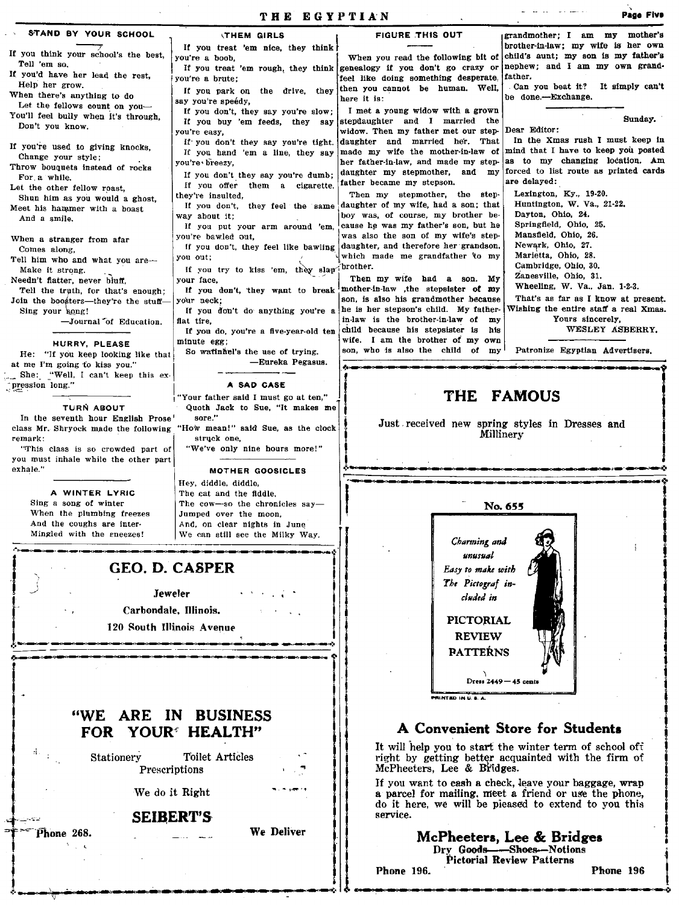## STAND BY YOUR SCHOOL

If you think your school's the best,
Tell 'em so.
If you'd have her lead the rest,
Help her grow.
When there's anything to do
Let the fellows count on you—
You'll feel bully when it's through,
Don't you know.

If you're used to giving knocks,
Change your style;
Throw bouquets instead of rocks
For a while.
Let the other fellow roast,
Shun him as you would a ghost,
Meet his hammer with a boast
And a smile.

When a stranger from afar
Comes along,
Tell him who and what you are—
Make it strong.
Needn't flatter, never bluff,
Tell the truth, for that's enough;
Join the boosters—they're the stuff—
Sing your song!

—Journal of Education.

## HURRY, PLEASE

He: "If you keep looking like that at me I'm going to kiss you."
She: "Well, I can't keep this expression long."

## TURN ABOUT

In the seventh hour English Prose class Mr. Shryock made the following remark:
"This class is so crowded part of you must inhale while the other part exhale."

## A WINTER LYRIC

Sing a song of winter
When the plumbing freezes
And the coughs are inter-
Mingled with the sneezes!

## THEM GIRLS

If you treat 'em nice, they think you're a boob,
If you treat 'em rough, they think you're a brute;
If you park on the drive, they say you're speedy,
If you don't, they say you're slow;
If you buy 'em feeds, they say you're easy,
If you don't they say you're tight.
If you hand 'em a line, they say you're breezy,
If you don't they say you're dumb;
If you offer them a cigarette, they're insulted,
If you don't, they feel the same way about it;
If you put your arm around 'em, you're bawled out,
If you don't, they feel like bawling you out;
If you try to kiss 'em, they slap your face,
If you don't, they want to break your neck;
If you don't do anything you're a flat tire,
If you do, you're a five-year-old ten minute egg;
So watinhel's the use of trying.

—Eureka Pegasus.

## A SAD CASE

"Your father said I must go at ten,"
Quoth Jack to Sue, "It makes me sore."
"How mean!" said Sue, as the clock struck one,
"We've only nine hours more!"

## MOTHER GOOSICLES

Hey, diddle, diddle,
The cat and the fiddle,
The cow—so the chronicles say—
Jumped over the moon,
And, on clear nights in June
We can still see the Milky Way.

## FIGURE THIS OUT

When you read the following bit of genealogy if you don't go crazy or feel like doing something desperate, then you cannot be human. Well, here it is:

I met a young widow with a grown stepdaughter and I married the widow. Then my father met our stepdaughter and married her. That made my wife the mother-in-law of her father-in-law, and made my stepdaughter my stepmother, and my father became my stepson.

Then my stepmother, the stepdaughter of my wife, had a son; that boy was, of course, my brother because he was my father's son, but he was also the son of my wife's stepdaughter, and therefore her grandson, which made me grandfather to my brother.

Then my wife had a son. My mother-in-law, the stepsister of my son, is also his grandmother because he is her stepson's child. My father-in-law is the brother-in-law of my child because his stepsister is his wife. I am the brother of my own son, who is also the child of my grandmother; I am my mother's brother-in-law; my wife is her own child's aunt; my son is my father's nephew; and I am my own grandfather.

Can you beat it? It simply can't be done.—Exchange.

Sunday.

Dear Editor:

In the Xmas rush I must keep in mind that I have to keep you posted as to my changing location. Am forced to list route as printed cards are delayed:

Lexington, Ky., 19-20.
Huntington, W. Va., 21-22.
Dayton, Ohio, 24.
Springfield, Ohio, 25.
Mansfield, Ohio, 26.
Newark, Ohio, 27.
Marietta, Ohio, 28.
Cambridge, Ohio, 30.
Zanesville, Ohio, 31.
Wheeling, W. Va., Jan. 1-2-3.

That's as far as I know at present. Wishing the entire staff a real Xmas.

Yours sincerely,
WESLEY ASBERRY.

Patronize Egyptian Advertisers.

---

**GEO. D. CASPER**
Jeweler
Carbondale, Illinois.
120 South Illinois Avenue

---

**"WE ARE IN BUSINESS FOR YOUR HEALTH"**

Stationery — Toilet Articles
Prescriptions

We do it Right

**SEIBERT'S**

Phone 268. — We Deliver

---

**THE FAMOUS**

Just received new spring styles in Dresses and Millinery

---

No. 655

*Charming and unusual Easy to make with The Pictograf included in*

PICTORIAL REVIEW PATTERNS

Dress 2449 — 45 cents

PRINTED IN U. S. A.

**A Convenient Store for Students**

It will help you to start the winter term of school off right by getting better acquainted with the firm of McPheeters, Lee & Bridges.

If you want to cash a check, leave your baggage, wrap a parcel for mailing, meet a friend or use the phone, do it here, we will be pleased to extend to you this service.

**McPheeters, Lee & Bridges**
Dry Goods—Shoes—Notions
Pictorial Review Patterns

Phone 196. — Phone 196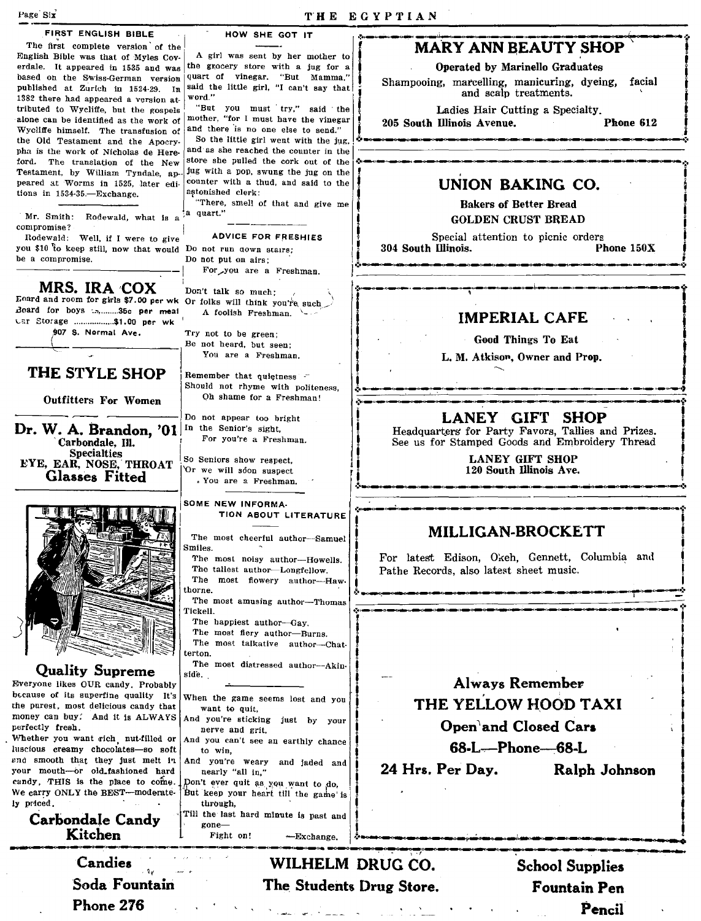## FIRST ENGLISH BIBLE

The first complete version of the English Bible was that of Myles Coverdale. It appeared in 1535 and was based on the Swiss-German version published at Zurich in 1524-29. In 1382 there had appeared a version attributed to Wycliffe, but the gospels alone can be identified as the work of Wycliffe himself. The transfusion of the Old Testament and the Apocrypha is the work of Nicholas de Hereford. The translation of the New Testament, by William Tyndale, appeared at Worms in 1525, later editions in 1534-35.—Exchange.

Mr. Smith: Rodewald, what is a compromise?

Rodewald: Well, if I were to give you $10 to keep still, now that would be a compromise.

## MRS. IRA COX

Board and room for girls $7.00 per wk
Board for boys ..........35c per meal
Car Storage ..................$1.00 per wk
907 S. Normal Ave.

## THE STYLE SHOP

**Outfitters For Women**

## Dr. W. A. Brandon, '01

Carbondale, Ill.
**Specialties**
**EYE, EAR, NOSE, THROAT**
**Glasses Fitted**

## Quality Supreme

Everyone likes OUR candy. Probably because of its superfine quality. It's the purest, most delicious candy that money can buy. And it is ALWAYS perfectly fresh.

Whether you want rich, nut-filled or luscious creamy chocolates—so soft and smooth that they just melt in your mouth—or old-fashioned hard candy, THIS is the place to come. We carry ONLY the BEST—moderately priced.

**Carbondale Candy Kitchen**

## HOW SHE GOT IT

A girl was sent by her mother to the grocery store with a jug for a quart of vinegar. "But Mamma," said the little girl, "I can't say that word."

"But you must try," said the mother, "for I must have the vinegar and there is no one else to send."

So the little girl went with the jug, and as she reached the counter in the store she pulled the cork out of the jug with a pop, swung the jug on the counter with a thud, and said to the astonished clerk:

"There, smell of that and give me a quart."

## ADVICE FOR FRESHIES

Do not run down stairs;
Do not put on airs;
For you are a Freshman.

Don't talk so much;
Or folks will think you're such
A foolish Freshman.

Try not to be green;
Be not heard, but seen;
You are a Freshman.

Remember that quietness
Should not rhyme with politeness,
Oh shame for a Freshman!

Do not appear too bright
In the Senior's sight,
For you're a Freshman.

So Seniors show respect,
Or we will soon suspect
You are a Freshman.

## SOME NEW INFORMATION ABOUT LITERATURE

The most cheerful author—Samuel Smiles.
The most noisy author—Howells.
The tallest author—Longfellow.
The most flowery author—Hawthorne.
The most amusing author—Thomas Tickell.
The happiest author—Gay.
The most fiery author—Burns.
The most talkative author—Chatterton.
The most distressed author—Akinside.

When the game seems lost and you want to quit,
And you're sticking just by your nerve and grit,
And you can't see an earthly chance to win,
And you're weary and jaded and nearly "all in,"
Don't ever quit as you want to do,
But keep your heart till the game is through,
Till the last hard minute is past and gone—
Fight on! —Exchange.

## MARY ANN BEAUTY SHOP

**Operated by Marinello Graduates**

Shampooing, marcelling, manicuring, dyeing, facial and scalp treatments.

Ladies Hair Cutting a Specialty.

**205 South Illinois Avenue. Phone 612**

## UNION BAKING CO.

**Bakers of Better Bread**
**GOLDEN CRUST BREAD**

Special attention to picnic orders

**304 South Illinois. Phone 150X**

## IMPERIAL CAFE

**Good Things To Eat**

**L. M. Atkison, Owner and Prop.**

## LANEY GIFT SHOP

Headquarters for Party Favors, Tallies and Prizes.
See us for Stamped Goods and Embroidery Thread

**LANEY GIFT SHOP**
**120 South Illinois Ave.**

## MILLIGAN-BROCKETT

For latest Edison, Okeh, Gennett, Columbia and Pathe Records, also latest sheet music.

**Always Remember**

## THE YELLOW HOOD TAXI

**Open and Closed Cars**

**68-L—Phone—68-L**

**24 Hrs. Per Day. Ralph Johnson**

**Candies**
**Soda Fountain**
**Phone 276**

## WILHELM DRUG CO.

**The Students Drug Store.**

**School Supplies**
**Fountain Pen**
**Pencil**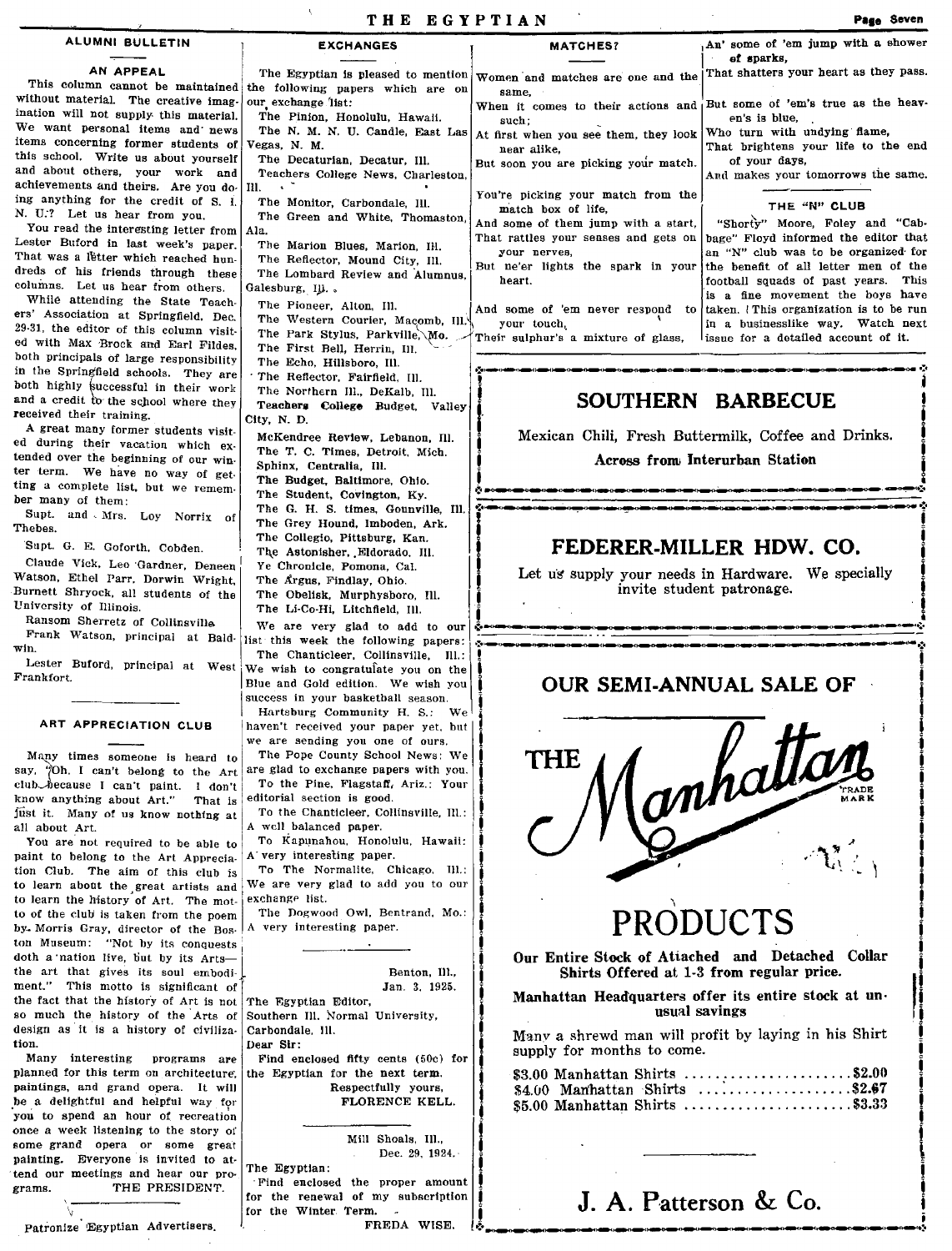## ALUMNI BULLETIN

### AN APPEAL

This column cannot be maintained without material. The creative imagination will not supply this material. We want personal items and news items concerning former students of this school. Write us about yourself and about others, your work and achievements and theirs. Are you doing anything for the credit of S. I. N. U.? Let us hear from you.

You read the interesting letter from Lester Buford in last week's paper. That was a letter which reached hundreds of his friends through these columns. Let us hear from others.

While attending the State Teachers' Association at Springfield, Dec. 29-31, the editor of this column visited with Max Brock and Earl Fildes, both principals of large responsibility in the Springfield schools. They are both highly successful in their work and a credit to the school where they received their training.

A great many former students visited during their vacation which extended over the beginning of our winter term. We have no way of getting a complete list, but we remember many of them:

Supt. and Mrs. Loy Norrix of Thebes.

Supt. G. E. Goforth, Cobden.

Claude Vick, Leo Gardner, Deneen Watson, Ethel Parr, Dorwin Wright, Burnett Shryock, all students of the University of Illinois.

Ransom Sherretz of Collinsville.

Frank Watson, principal at Baldwin.

Lester Buford, principal at West Frankfort.

## ART APPRECIATION CLUB

Many times someone is heard to say, "Oh, I can't belong to the Art club because I can't paint. I don't know anything about Art." That is just it. Many of us know nothing at all about Art.

You are not required to be able to paint to belong to the Art Appreciation Club. The aim of this club is to learn about the great artists and to learn the history of Art. The motto of the club is taken from the poem by Morris Gray, director of the Boston Museum: "Not by its conquests doth a nation live, but by its Arts—the art that gives its soul embodiment." This motto is significant of the fact that the history of Art is not so much the history of the Arts of design as it is a history of civilization.

Many interesting programs are planned for this term on architecture, paintings, and grand opera. It will be a delightful and helpful way for you to spend an hour of recreation once a week listening to the story of some grand opera or some great painting. Everyone is invited to attend our meetings and hear our programs.

THE PRESIDENT.

Patronize Egyptian Advertisers.

## EXCHANGES

The Egyptian is pleased to mention the following papers which are on our exchange list:

The Pinion, Honolulu, Hawaii.
The N. M. N. U. Candle, East Las Vegas, N. M.
The Decaturian, Decatur, Ill.
Teachers College News, Charleston, Ill.
The Monitor, Carbondale, Ill.
The Green and White, Thomaston, Ala.
The Marion Blues, Marion, Ill.
The Reflector, Mound City, Ill.
The Lombard Review and Alumnus, Galesburg, Ill.
The Pioneer, Alton, Ill.
The Western Courier, Macomb, Ill.
The Park Stylus, Parkville, Mo.
The First Bell, Herrin, Ill.
The Echo, Hillsboro, Ill.
The Reflector, Fairfield, Ill.
The Northern Ill., DeKalb, Ill.
Teachers College Budget, Valley City, N. D.
McKendree Review, Lebanon, Ill.
The T. C. Times, Detroit, Mich.
Sphinx, Centralia, Ill.
The Budget, Baltimore, Ohio.
The Student, Covington, Ky.
The G. H. S. times, Gounville, Ill.
The Grey Hound, Imboden, Ark.
The Collegio, Pittsburg, Kan.
The Astonisher, Eldorado, Ill.
Ye Chronicle, Pomona, Cal.
The Argus, Findlay, Ohio.
The Obelisk, Murphysboro, Ill.
The Li-Co-Hi, Litchfield, Ill.

We are very glad to add to our list this week the following papers:

The Chanticleer, Collinsville, Ill.: We wish to congratulate you on the Blue and Gold edition. We wish you success in your basketball season.

Hartsburg Community H. S.: We haven't received your paper yet, but we are sending you one of ours.

The Pope County School News: We are glad to exchange papers with you.

To the Pine, Flagstaff, Ariz.: Your editorial section is good.

To the Chanticleer, Collinsville, Ill.: A well balanced paper.

To Kapunahou, Honolulu, Hawaii: A very interesting paper.

To The Normalite, Chicago, Ill.: We are very glad to add you to our exchange list.

The Dogwood Owl, Bentrand, Mo.: A very interesting paper.

Benton, Ill.,
Jan. 3, 1925.

The Egyptian Editor,
Southern Ill. Normal University,
Carbondale, Ill.

Dear Sir:

Find enclosed fifty cents (50c) for the Egyptian for the next term.

Respectfully yours,
FLORENCE KELL.

Mill Shoals, Ill.,
Dec. 29, 1924.

The Egyptian:

Find enclosed the proper amount for the renewal of my subscription for the Winter Term.

FREDA WISE.

## MATCHES?

Women and matches are one and the same,
When it comes to their actions and such;
At first when you see them, they look near alike,
But soon you are picking your match.

You're picking your match from the match box of life,
And some of them jump with a start,
That rattles your senses and gets on your nerves,
But ne'er lights the spark in your heart.

And some of 'em never respond to your touch,
Their sulphur's a mixture of glass,
An' some of 'em jump with a shower of sparks,
That shatters your heart as they pass.

But some of 'em's true as the heaven's is blue,
Who turn with undying flame,
That brightens your life to the end of your days,
And makes your tomorrows the same.

## THE "N" CLUB

"Shorty" Moore, Foley and "Cabbage" Floyd informed the editor that an "N" club was to be organized for the benefit of all letter men of the football squads of past years. This is a fine movement the boys have taken. This organization is to be run in a businesslike way. Watch next issue for a detailed account of it.

---

**SOUTHERN BARBECUE**

Mexican Chili, Fresh Buttermilk, Coffee and Drinks.

**Across from Interurban Station**

---

**FEDERER-MILLER HDW. CO.**

Let us supply your needs in Hardware. We specially invite student patronage.

---

**OUR SEMI-ANNUAL SALE OF**

**THE Manhattan PRODUCTS**

**Our Entire Stock of Attached and Detached Collar Shirts Offered at 1-3 from regular price.**

**Manhattan Headquarters offer its entire stock at unusual savings**

Many a shrewd man will profit by laying in his Shirt supply for months to come.

$3.00 Manhattan Shirts .................... $2.00
$4.00 Manhattan Shirts .................... $2.67
$5.00 Manhattan Shirts .................... $3.33

**J. A. Patterson & Co.**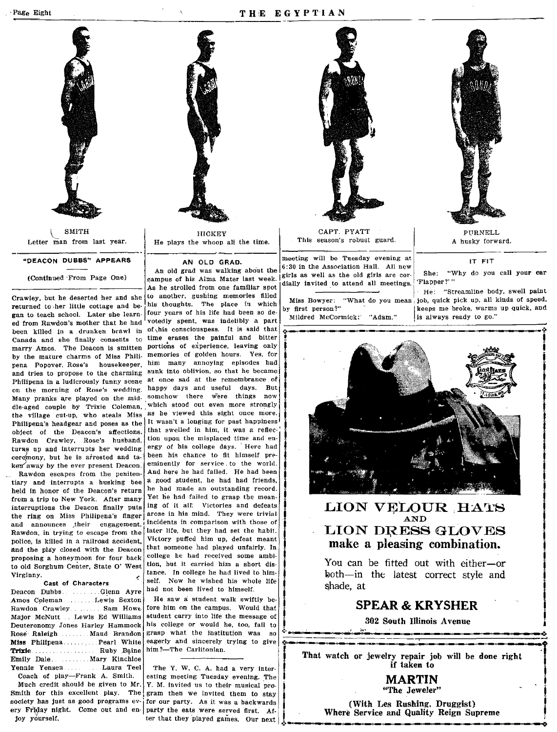SMITH
Letter man from last year.

HICKEY
He plays the whoop all the time.

CAPT. PYATT
This season's robust guard.

PURNELL
A husky forward.

### "DEACON DUBBS" APPEARS

(Continued From Page One)

Crawley, but he deserted her and she returned to her little cottage and began to teach school. Later she learned from Rawdon's mother that he had been killed in a drunken brawl in Canada and she finally consents to marry Amos. The Deacon is smitten by the mature charms of Miss Philipena Popover, Rose's housekeeper, and tries to propose to the charming Philipena in a ludicrously funny scene on the morning of Rose's wedding. Many pranks are played on the middle-aged couple by Trixie Coleman, the village cut-up, who steals Miss Philipena's headgear and poses as the object of the Deacon's affections. Rawdon Crawley, Rose's husband, turns up and interrupts her wedding ceremony, but he is arrested and taken away by the ever present Deacon.

Rawdon escapes from the penitentiary and interrupts a husking bee held in honor of the Deacon's return from a trip to New York. After many interruptions the Deacon finally puts the ring on Miss Philipena's finger and announces their engagement. Rawdon, in trying to escape from the police, is killed in a railroad accident, and the play closed with the Deacon proposing a honeymoon for four back to old Sorghum Center, State O' West Virginny.

**Cast of Characters**

Deacon Dubbs ........ Glenn Ayre
Amos Coleman ........ Lewis Sexton
Rawdon Crawley ........ Sam Howe
Major McNutt .. Lewis Ed Williams
Deuteronomy Jones Harley Hammock
Rose Raleigh ........ Maud Brandon
Miss Philipena ........ Pearl White
Trixie ................ Ruby Beine
Emily Dale ........ Mary Kinchloe
Yennie Yensen ........ Laura Teel
Coach of play—Frank A. Smith.

Much credit should be given to Mr. Smith for this excellent play. The society has just as good programs every Friday night. Come out and enjoy yourself.

### AN OLD GRAD.

An old grad was walking about the campus of his Alma Mater last week. As he strolled from one familiar spot to another, gushing memories filled his thoughts. The place in which four years of his life had been so devotedly spent, was indelibly a part of his consciousness. It is said that time erases the painful and bitter portions of experience, leaving only memories of golden hours. Yes, for him many annoying episodes had sunk into oblivion, so that he became at once sad at the remembrance of happy days and useful days. But somehow there were things now which stood out even more strongly as he viewed this sight once more. It wasn't a longing for past happiness that swelled in him, it was a reflection upon the misplaced time and energy of his college days. Here had been his chance to fit himself preeminently for service to the world. And here he had failed. He had been a good student, he had had friends, he had made an outstanding record. Yet he had failed to grasp the meaning of it all. Victories and defeats arose in his mind. They were trivial incidents in comparison with those of later life, but they had set the habit. Victory puffed him up, defeat meant that someone had played unfairly. In college he had received some ambition, but it carried him a short distance. In college he had lived to himself. Now he wished his whole life had not been lived to himself.

He saw a student walk swiftly before him on the campus. Would that student carry into life the message of his college or would he, too, fail to grasp what the institution was so eagerly and sincerely trying to give him?—The Carlitonian.

The Y. W. C. A. had a very interesting meeting Tuesday evening. The Y. M. invited us to their musical program then we invited them to stay for our party. As it was a backwards party the eats were served first. After that they played games. Our next meeting will be Tuesday evening at 6:30 in the Association Hall. All new girls as well as the old girls are cordially invited to attend all meetings.

Miss Bowyer: "What do you mean by first person?"
Mildred McCormick: "Adam."

### IT FIT

She: "Why do you call your car 'Flapper?'"

He: "Streamline body, swell paint job, quick pick up, all kinds of speed, keeps me broke, warms up quick, and is always ready to go."

**LION VELOUR HATS AND LION DRESS GLOVES make a pleasing combination.**

You can be fitted out with either—or both—in the latest correct style and shade, at

**SPEAR & KRYSHER**
**302 South Illinois Avenue**

**That watch or jewelry repair job will be done right if taken to**

**MARTIN**
**"The Jeweler"**
**(With Les Rushing, Druggist)**
**Where Service and Quality Reign Supreme**